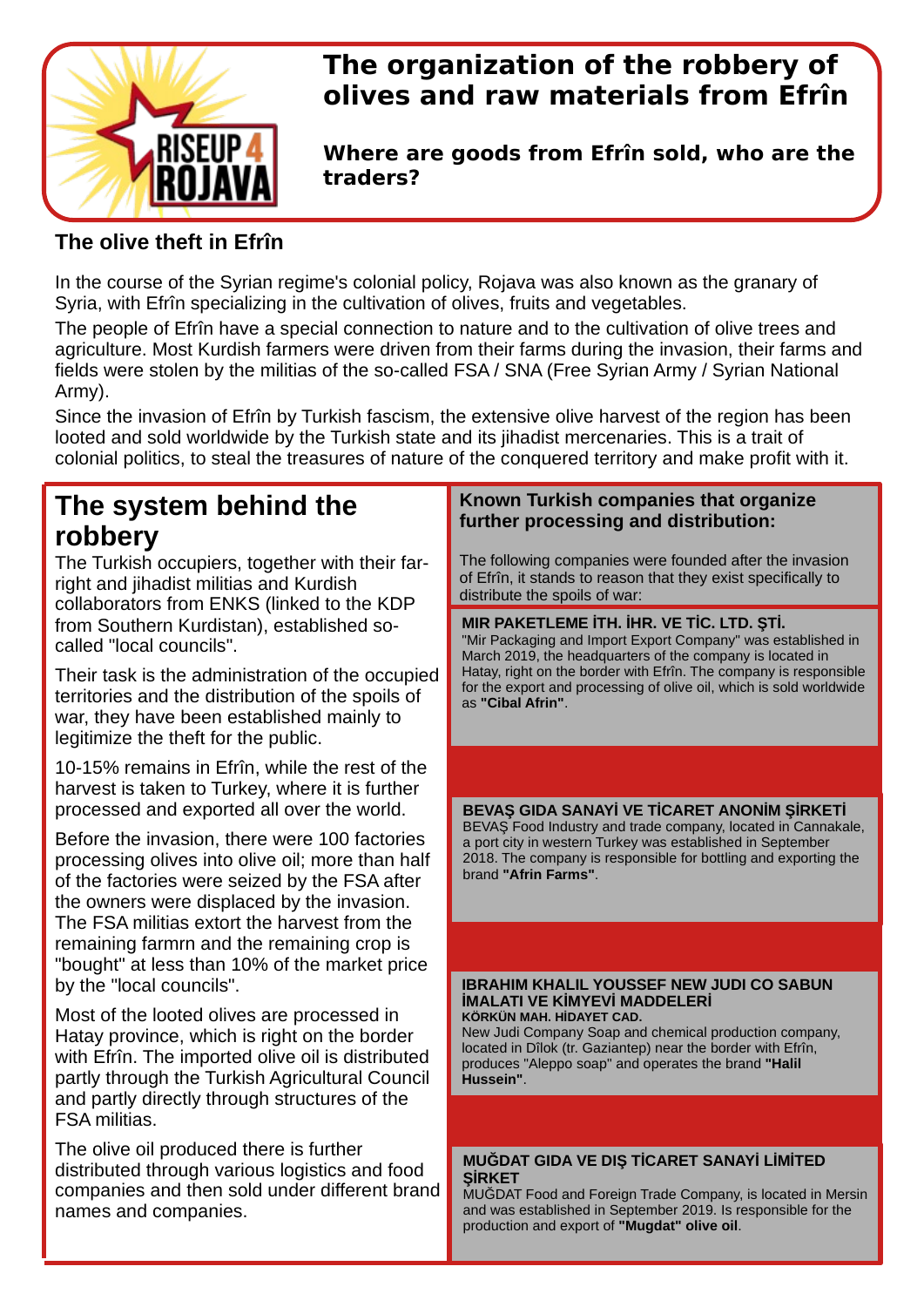# The organization of the robbery of olives and raw materials from Efrîn

**Where are goods from Efrîn sold, who are the traders?**

### The olive theft in Efrîn

In the course of the Syrian regime's colonial policy, Rojava was also known as the granary of Syria, with Efrîn specializing in the cultivation of olives, fruits and vegetables.

The people of Efrîn have a special connection to nature and to the cultivation of olive trees and agriculture. Most Kurdish farmers were driven from their farms during the invasion, their farms and fields were stolen by the militias of the so-called FSA / SNA (Free Syrian Army / Syrian National Army).

Since the invasion of Efrîn by Turkish fascism, the extensive olive harvest of the region has been looted and sold worldwide by the Turkish state and its jihadist mercenaries. This is a trait of colonial politics, to steal the treasures of nature of the conquered territory and make profit with it.

## The system behind the robbery

The Turkish occupiers, together with their far-right and jihadist militias and Kurdish collaborators from ENKS (linked to the KDP from Southern Kurdistan), established so-called "local councils".

Their task is the administration of the occupied territories and the distribution of the spoils of war, they have been established mainly to legitimize the theft for the public.

10-15% remains in Efrîn, while the rest of the harvest is taken to Turkey, where it is further processed and exported all over the world.

Before the invasion, there were 100 factories processing olives into olive oil; more than half of the factories were seized by the FSA after the owners were displaced by the invasion. The FSA militias extort the harvest from the remaining farmrn and the remaining crop is "bought" at less than 10% of the market price by the "local councils".

Most of the looted olives are processed in Hatay province, which is right on the border with Efrîn. The imported olive oil is distributed partly through the Turkish Agricultural Council and partly directly through structures of the FSA militias.

The olive oil produced there is further distributed through various logistics and food companies and then sold under different brand names and companies.

### Known Turkish companies that organize further processing and distribution:

The following companies were founded after the invasion of Efrîn, it stands to reason that they exist specifically to distribute the spoils of war:

**MIR PAKETLEME İTH. İHR. VE TİC. LTD. ŞTİ.**
"Mir Packaging and Import Export Company" was established in March 2019, the headquarters of the company is located in Hatay, right on the border with Efrîn. The company is responsible for the export and processing of olive oil, which is sold worldwide as **"Cibal Afrin"**.

**BEVAŞ GIDA SANAYİ VE TİCARET ANONİM ŞİRKETİ**
BEVAŞ Food Industry and trade company, located in Cannakale, a port city in western Turkey was established in September 2018. The company is responsible for bottling and exporting the brand **"Afrin Farms"**.

**IBRAHIM KHALIL YOUSSEF NEW JUDI CO SABUN İMALATI VE KİMYEVİ MADDELERİ**
**KÖRKÜN MAH. HİDAYET CAD.**
New Judi Company Soap and chemical production company, located in Dîlok (tr. Gaziantep) near the border with Efrîn, produces "Aleppo soap" and operates the brand **"Halil Hussein"**.

**MUĞDAT GIDA VE DIŞ TİCARET SANAYİ LİMİTED ŞİRKET**
MUĞDAT Food and Foreign Trade Company, is located in Mersin and was established in September 2019. Is responsible for the production and export of **"Mugdat" olive oil**.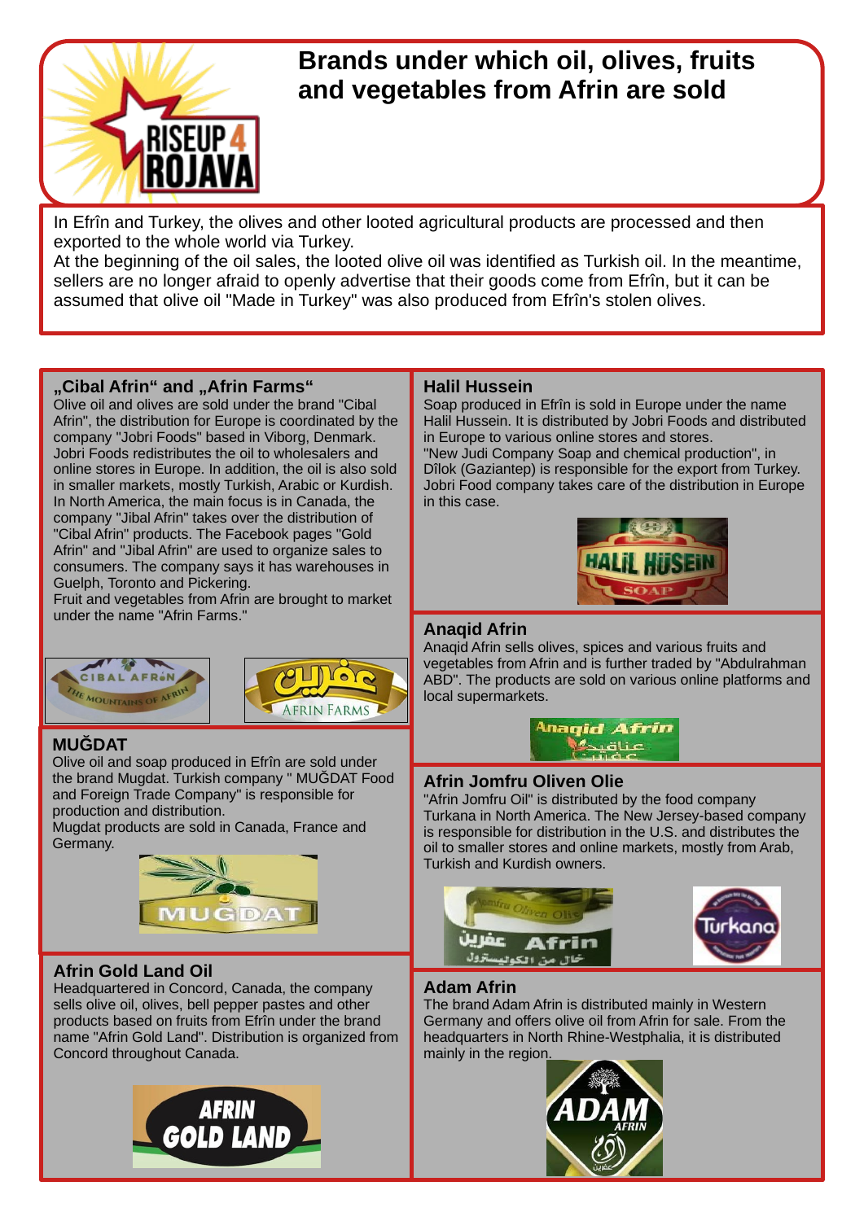# Brands under which oil, olives, fruits and vegetables from Afrin are sold

In Efrîn and Turkey, the olives and other looted agricultural products are processed and then exported to the whole world via Turkey.
At the beginning of the oil sales, the looted olive oil was identified as Turkish oil. In the meantime, sellers are no longer afraid to openly advertise that their goods come from Efrîn, but it can be assumed that olive oil "Made in Turkey" was also produced from Efrîn's stolen olives.

## „Cibal Afrin“ and „Afrin Farms“

Olive oil and olives are sold under the brand "Cibal Afrin", the distribution for Europe is coordinated by the company "Jobri Foods" based in Viborg, Denmark. Jobri Foods redistributes the oil to wholesalers and online stores in Europe. In addition, the oil is also sold in smaller markets, mostly Turkish, Arabic or Kurdish. In North America, the main focus is in Canada, the company "Jibal Afrin" takes over the distribution of "Cibal Afrin" products. The Facebook pages "Gold Afrin" and "Jibal Afrin" are used to organize sales to consumers. The company says it has warehouses in Guelph, Toronto and Pickering.
Fruit and vegetables from Afrin are brought to market under the name "Afrin Farms."

## MUĞDAT

Olive oil and soap produced in Efrîn are sold under the brand Mugdat. Turkish company " MUĞDAT Food and Foreign Trade Company" is responsible for production and distribution.
Mugdat products are sold in Canada, France and Germany.

## Afrin Gold Land Oil

Headquartered in Concord, Canada, the company sells olive oil, olives, bell pepper pastes and other products based on fruits from Efrîn under the brand name "Afrin Gold Land". Distribution is organized from Concord throughout Canada.

## Halil Hussein

Soap produced in Efrîn is sold in Europe under the name Halil Hussein. It is distributed by Jobri Foods and distributed in Europe to various online stores and stores.
"New Judi Company Soap and chemical production", in Dîlok (Gaziantep) is responsible for the export from Turkey. Jobri Food company takes care of the distribution in Europe in this case.

## Anaqid Afrin

Anaqid Afrin sells olives, spices and various fruits and vegetables from Afrin and is further traded by "Abdulrahman ABD". The products are sold on various online platforms and local supermarkets.

## Afrin Jomfru Oliven Olie

"Afrin Jomfru Oil" is distributed by the food company Turkana in North America. The New Jersey-based company is responsible for distribution in the U.S. and distributes the oil to smaller stores and online markets, mostly from Arab, Turkish and Kurdish owners.

## Adam Afrin

The brand Adam Afrin is distributed mainly in Western Germany and offers olive oil from Afrin for sale. From the headquarters in North Rhine-Westphalia, it is distributed mainly in the region.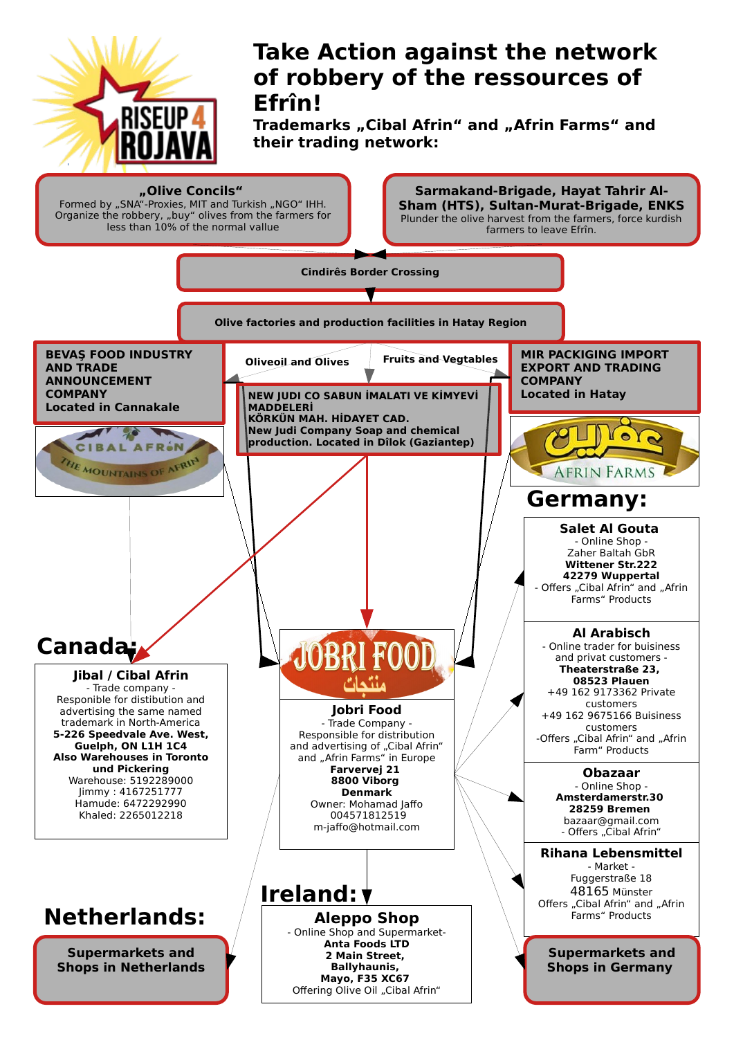# Take Action against the network of robbery of the ressources of Efrîn!

## Trademarks „Cibal Afrin“ and „Afrin Farms“ and their trading network:

**„Olive Concils“**
Formed by „SNA“-Proxies, MIT and Turkish „NGO“ IHH. Organize the robbery, „buy“ olives from the farmers for less than 10% of the normal vallue

**Sarmakand-Brigade, Hayat Tahrir Al-Sham (HTS), Sultan-Murat-Brigade, ENKS**
Plunder the olive harvest from the farmers, force kurdish farmers to leave Efrîn.

**Cindirês Border Crossing**

**Olive factories and production facilities in Hatay Region**

Oliveoil and Olives

Fruits and Vegtables

**BEVAŞ FOOD INDUSTRY AND TRADE ANNOUNCEMENT COMPANY**
**Located in Cannakale**

CIBAL AFRIN
THE MOUNTAINS OF AFRIN

**NEW JUDI CO SABUN İMALATI VE KİMYEVİ MADDELERİ**
**KÖRKÜN MAH. HİDAYET CAD.**
**New Judi Company Soap and chemical production. Located in Dîlok (Gaziantep)**

**MIR PACKIGING IMPORT EXPORT AND TRADING COMPANY**
**Located in Hatay**

عفرين
AFRIN FARMS

## Canada:

**Jibal / Cibal Afrin**
- Trade company -
Responible for distibution and advertising the same named trademark in North-America
**5-226 Speedvale Ave. West, Guelph, ON L1H 1C4**
**Also Warehouses in Toronto und Pickering**
Warehouse: 5192289000
Jimmy : 4167251777
Hamude: 6472292990
Khaled: 2265012218

JOBRI FOOD
منتجات

**Jobri Food**
- Trade Company -
Responsible for distribution and advertising of „Cibal Afrin“ and „Afrin Farms“ in Europe
**Farvervej 21**
**8800 Viborg**
**Denmark**
Owner: Mohamad Jaffo
004571812519
m-jaffo@hotmail.com

## Germany:

**Salet Al Gouta**
- Online Shop -
Zaher Baltah GbR
**Wittener Str.222**
**42279 Wuppertal**
- Offers „Cibal Afrin“ and „Afrin Farms“ Products

**Al Arabisch**
- Online trader for buisiness and privat customers -
**Theaterstraße 23, 08523 Plauen**
+49 162 9173362 Private customers
+49 162 9675166 Buisiness customers
-Offers „Cibal Afrin“ and „Afrin Farm“ Products

**Obazaar**
- Online Shop -
**Amsterdamerstr.30**
**28259 Bremen**
bazaar@gmail.com
- Offers „Cibal Afrin“

**Rihana Lebensmittel**
- Market -
Fuggerstraße 18
48165 Münster
Offers „Cibal Afrin“ and „Afrin Farms“ Products

**Supermarkets and Shops in Germany**

## Ireland:

**Aleppo Shop**
- Online Shop and Supermarket-
**Anta Foods LTD**
**2 Main Street, Ballyhaunis, Mayo, F35 XC67**
Offering Olive Oil „Cibal Afrin“

## Netherlands:

**Supermarkets and Shops in Netherlands**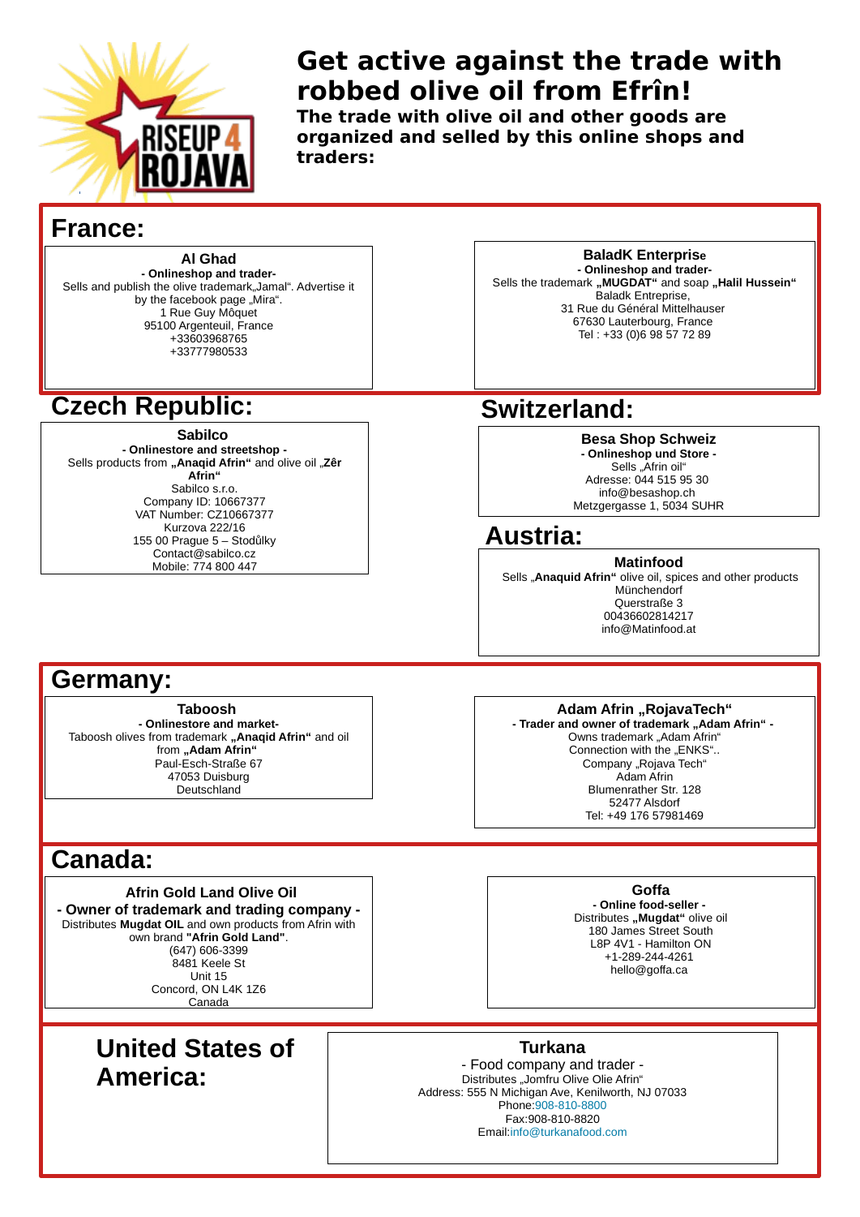# Get active against the trade with robbed olive oil from Efrîn!

**The trade with olive oil and other goods are organized and selled by this online shops and traders:**

## France:

**Al Ghad**
**- Onlineshop and trader-**
Sells and publish the olive trademark„Jamal". Advertise it by the facebook page „Mira".
1 Rue Guy Môquet
95100 Argenteuil, France
+33603968765
+33777980533

**BaladK Enterprise**
**- Onlineshop and trader-**
Sells the trademark **„MUGDAT“** and soap **„Halil Hussein“**
Baladk Entreprise,
31 Rue du Général Mittelhauser
67630 Lauterbourg, France
Tel : +33 (0)6 98 57 72 89

## Czech Republic:

**Sabilco**
**- Onlinestore and streetshop -**
Sells products from **„Anaqid Afrin“** and olive oil „**Zêr Afrin“**
Sabilco s.r.o.
Company ID: 10667377
VAT Number: CZ10667377
Kurzova 222/16
155 00 Prague 5 – Stodůlky
Contact@sabilco.cz
Mobile: 774 800 447

## Switzerland:

**Besa Shop Schweiz**
**- Onlineshop und Store -**
Sells „Afrin oil“
Adresse: 044 515 95 30
info@besashop.ch
Metzgergasse 1, 5034 SUHR

## Austria:

**Matinfood**
Sells „**Anaquid Afrin“** olive oil, spices and other products
Münchendorf
Querstraße 3
00436602814217
info@Matinfood.at

## Germany:

**Taboosh**
**- Onlinestore and market-**
Taboosh olives from trademark **„Anaqid Afrin“** and oil from **„Adam Afrin“**
Paul-Esch-Straße 67
47053 Duisburg
Deutschland

**Adam Afrin „RojavaTech“**
**- Trader and owner of trademark „Adam Afrin“ -**
Owns trademark „Adam Afrin“
Connection with the „ENKS“..
Company „Rojava Tech“
Adam Afrin
Blumenrather Str. 128
52477 Alsdorf
Tel: +49 176 57981469

## Canada:

**Afrin Gold Land Olive Oil**
**- Owner of trademark and trading company -**
Distributes **Mugdat OIL** and own products from Afrin with own brand **"Afrin Gold Land"**.
(647) 606-3399
8481 Keele St
Unit 15
Concord, ON L4K 1Z6
Canada

**Goffa**
**- Online food-seller -**
Distributes **„Mugdat“** olive oil
180 James Street South
L8P 4V1 - Hamilton ON
+1-289-244-4261
hello@goffa.ca

## United States of America:

**Turkana**
- Food company and trader -
Distributes „Jomfru Olive Olie Afrin“
Address: 555 N Michigan Ave, Kenilworth, NJ 07033
Phone:908-810-8800
Fax:908-810-8820
Email:info@turkanafood.com